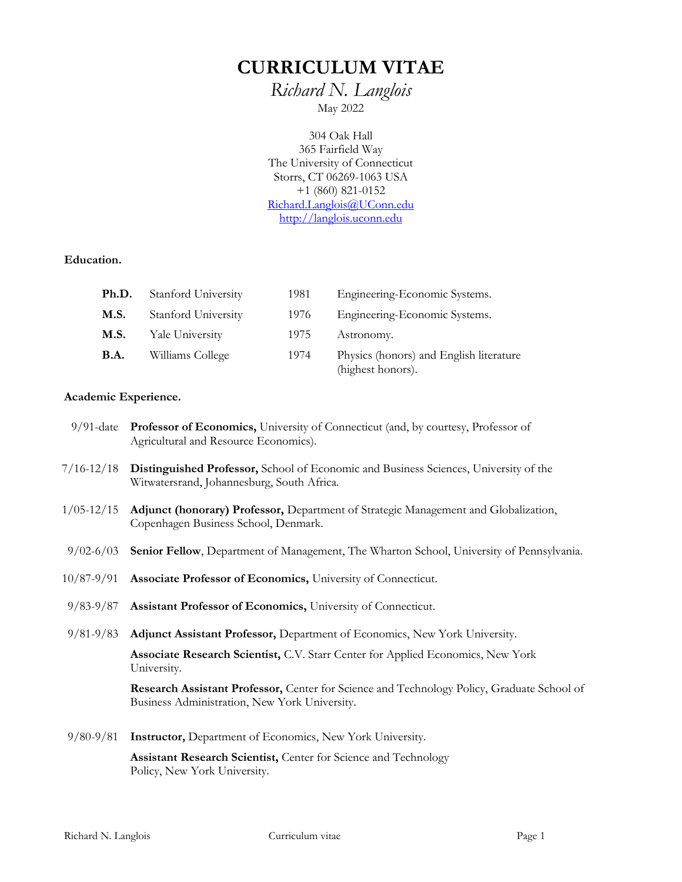# CURRICULUM VITAE

*Richard N. Langlois*

May 2022

304 Oak Hall
365 Fairfield Way
The University of Connecticut
Storrs, CT 06269-1063 USA
+1 (860) 821-0152
[Richard.Langlois@UConn.edu](mailto:Richard.Langlois@UConn.edu)
[http://langlois.uconn.edu](http://langlois.uconn.edu)

## Education.

| | | | |
|---|---|---|---|
| **Ph.D.** | Stanford University | 1981 | Engineering-Economic Systems. |
| **M.S.** | Stanford University | 1976 | Engineering-Economic Systems. |
| **M.S.** | Yale University | 1975 | Astronomy. |
| **B.A.** | Williams College | 1974 | Physics (honors) and English literature (highest honors). |

## Academic Experience.

9/91-date **Professor of Economics,** University of Connecticut (and, by courtesy, Professor of Agricultural and Resource Economics).

7/16-12/18 **Distinguished Professor,** School of Economic and Business Sciences, University of the Witwatersrand, Johannesburg, South Africa.

1/05-12/15 **Adjunct (honorary) Professor,** Department of Strategic Management and Globalization, Copenhagen Business School, Denmark.

9/02-6/03 **Senior Fellow**, Department of Management, The Wharton School, University of Pennsylvania.

10/87-9/91 **Associate Professor of Economics,** University of Connecticut.

9/83-9/87 **Assistant Professor of Economics,** University of Connecticut.

9/81-9/83 **Adjunct Assistant Professor,** Department of Economics, New York University.

**Associate Research Scientist,** C.V. Starr Center for Applied Economics, New York University.

**Research Assistant Professor,** Center for Science and Technology Policy, Graduate School of Business Administration, New York University.

9/80-9/81 **Instructor,** Department of Economics, New York University.

**Assistant Research Scientist,** Center for Science and Technology Policy, New York University.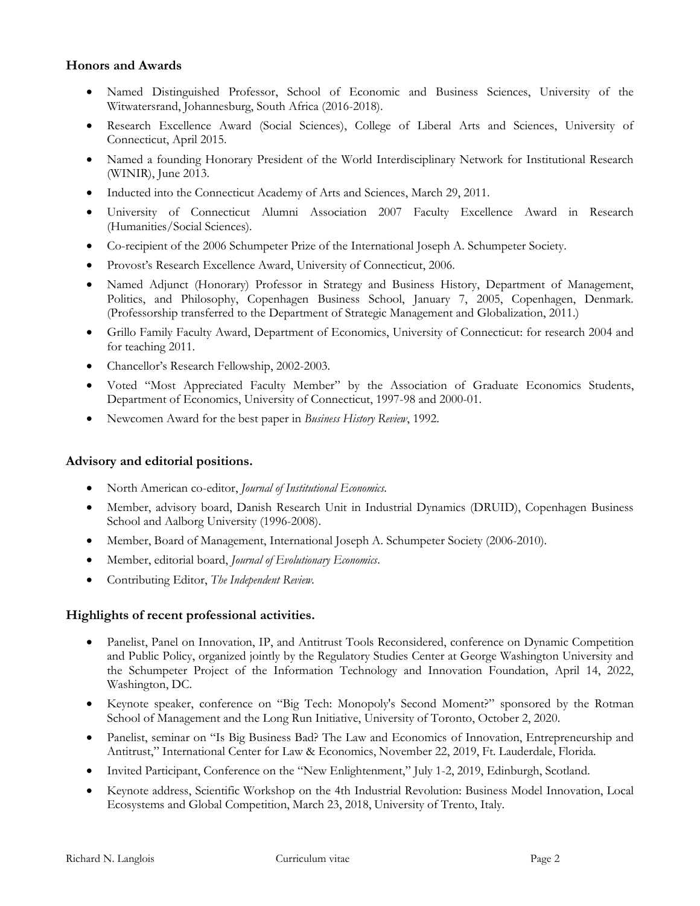## Honors and Awards

- Named Distinguished Professor, School of Economic and Business Sciences, University of the Witwatersrand, Johannesburg, South Africa (2016-2018).
- Research Excellence Award (Social Sciences), College of Liberal Arts and Sciences, University of Connecticut, April 2015.
- Named a founding Honorary President of the World Interdisciplinary Network for Institutional Research (WINIR), June 2013.
- Inducted into the Connecticut Academy of Arts and Sciences, March 29, 2011.
- University of Connecticut Alumni Association 2007 Faculty Excellence Award in Research (Humanities/Social Sciences).
- Co-recipient of the 2006 Schumpeter Prize of the International Joseph A. Schumpeter Society.
- Provost's Research Excellence Award, University of Connecticut, 2006.
- Named Adjunct (Honorary) Professor in Strategy and Business History, Department of Management, Politics, and Philosophy, Copenhagen Business School, January 7, 2005, Copenhagen, Denmark. (Professorship transferred to the Department of Strategic Management and Globalization, 2011.)
- Grillo Family Faculty Award, Department of Economics, University of Connecticut: for research 2004 and for teaching 2011.
- Chancellor's Research Fellowship, 2002-2003.
- Voted "Most Appreciated Faculty Member" by the Association of Graduate Economics Students, Department of Economics, University of Connecticut, 1997-98 and 2000-01.
- Newcomen Award for the best paper in *Business History Review*, 1992.

## Advisory and editorial positions.

- North American co-editor, *Journal of Institutional Economics*.
- Member, advisory board, Danish Research Unit in Industrial Dynamics (DRUID), Copenhagen Business School and Aalborg University (1996-2008).
- Member, Board of Management, International Joseph A. Schumpeter Society (2006-2010).
- Member, editorial board, *Journal of Evolutionary Economics*.
- Contributing Editor, *The Independent Review*.

## Highlights of recent professional activities.

- Panelist, Panel on Innovation, IP, and Antitrust Tools Reconsidered, conference on Dynamic Competition and Public Policy, organized jointly by the Regulatory Studies Center at George Washington University and the Schumpeter Project of the Information Technology and Innovation Foundation, April 14, 2022, Washington, DC.
- Keynote speaker, conference on "Big Tech: Monopoly's Second Moment?" sponsored by the Rotman School of Management and the Long Run Initiative, University of Toronto, October 2, 2020.
- Panelist, seminar on "Is Big Business Bad? The Law and Economics of Innovation, Entrepreneurship and Antitrust," International Center for Law & Economics, November 22, 2019, Ft. Lauderdale, Florida.
- Invited Participant, Conference on the "New Enlightenment," July 1-2, 2019, Edinburgh, Scotland.
- Keynote address, Scientific Workshop on the 4th Industrial Revolution: Business Model Innovation, Local Ecosystems and Global Competition, March 23, 2018, University of Trento, Italy.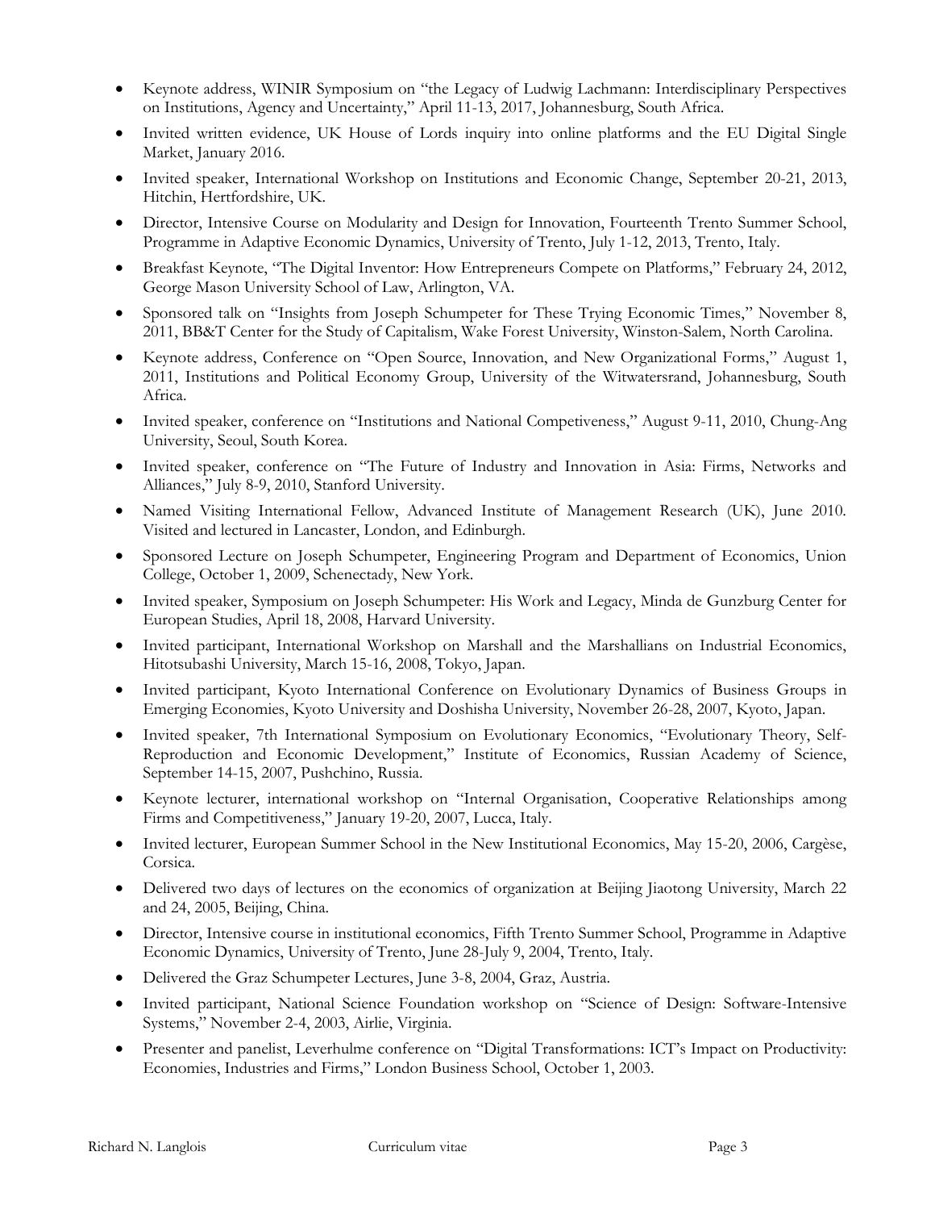- Keynote address, WINIR Symposium on "the Legacy of Ludwig Lachmann: Interdisciplinary Perspectives on Institutions, Agency and Uncertainty," April 11-13, 2017, Johannesburg, South Africa.
- Invited written evidence, UK House of Lords inquiry into online platforms and the EU Digital Single Market, January 2016.
- Invited speaker, International Workshop on Institutions and Economic Change, September 20-21, 2013, Hitchin, Hertfordshire, UK.
- Director, Intensive Course on Modularity and Design for Innovation, Fourteenth Trento Summer School, Programme in Adaptive Economic Dynamics, University of Trento, July 1-12, 2013, Trento, Italy.
- Breakfast Keynote, "The Digital Inventor: How Entrepreneurs Compete on Platforms," February 24, 2012, George Mason University School of Law, Arlington, VA.
- Sponsored talk on "Insights from Joseph Schumpeter for These Trying Economic Times," November 8, 2011, BB&T Center for the Study of Capitalism, Wake Forest University, Winston-Salem, North Carolina.
- Keynote address, Conference on "Open Source, Innovation, and New Organizational Forms," August 1, 2011, Institutions and Political Economy Group, University of the Witwatersrand, Johannesburg, South Africa.
- Invited speaker, conference on "Institutions and National Competiveness," August 9-11, 2010, Chung-Ang University, Seoul, South Korea.
- Invited speaker, conference on "The Future of Industry and Innovation in Asia: Firms, Networks and Alliances," July 8-9, 2010, Stanford University.
- Named Visiting International Fellow, Advanced Institute of Management Research (UK), June 2010. Visited and lectured in Lancaster, London, and Edinburgh.
- Sponsored Lecture on Joseph Schumpeter, Engineering Program and Department of Economics, Union College, October 1, 2009, Schenectady, New York.
- Invited speaker, Symposium on Joseph Schumpeter: His Work and Legacy, Minda de Gunzburg Center for European Studies, April 18, 2008, Harvard University.
- Invited participant, International Workshop on Marshall and the Marshallians on Industrial Economics, Hitotsubashi University, March 15-16, 2008, Tokyo, Japan.
- Invited participant, Kyoto International Conference on Evolutionary Dynamics of Business Groups in Emerging Economies, Kyoto University and Doshisha University, November 26-28, 2007, Kyoto, Japan.
- Invited speaker, 7th International Symposium on Evolutionary Economics, "Evolutionary Theory, Self-Reproduction and Economic Development," Institute of Economics, Russian Academy of Science, September 14-15, 2007, Pushchino, Russia.
- Keynote lecturer, international workshop on "Internal Organisation, Cooperative Relationships among Firms and Competitiveness," January 19-20, 2007, Lucca, Italy.
- Invited lecturer, European Summer School in the New Institutional Economics, May 15-20, 2006, Cargèse, Corsica.
- Delivered two days of lectures on the economics of organization at Beijing Jiaotong University, March 22 and 24, 2005, Beijing, China.
- Director, Intensive course in institutional economics, Fifth Trento Summer School, Programme in Adaptive Economic Dynamics, University of Trento, June 28-July 9, 2004, Trento, Italy.
- Delivered the Graz Schumpeter Lectures, June 3-8, 2004, Graz, Austria.
- Invited participant, National Science Foundation workshop on "Science of Design: Software-Intensive Systems," November 2-4, 2003, Airlie, Virginia.
- Presenter and panelist, Leverhulme conference on "Digital Transformations: ICT's Impact on Productivity: Economies, Industries and Firms," London Business School, October 1, 2003.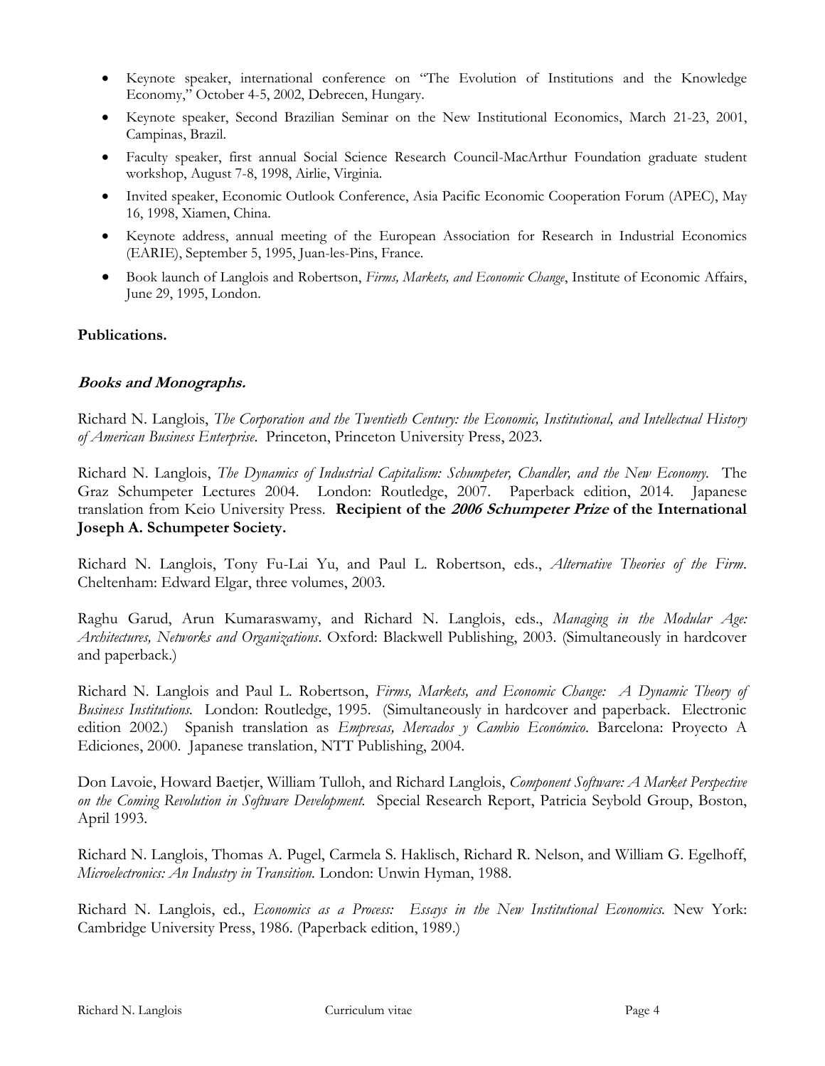- Keynote speaker, international conference on "The Evolution of Institutions and the Knowledge Economy," October 4-5, 2002, Debrecen, Hungary.
- Keynote speaker, Second Brazilian Seminar on the New Institutional Economics, March 21-23, 2001, Campinas, Brazil.
- Faculty speaker, first annual Social Science Research Council-MacArthur Foundation graduate student workshop, August 7-8, 1998, Airlie, Virginia.
- Invited speaker, Economic Outlook Conference, Asia Pacific Economic Cooperation Forum (APEC), May 16, 1998, Xiamen, China.
- Keynote address, annual meeting of the European Association for Research in Industrial Economics (EARIE), September 5, 1995, Juan-les-Pins, France.
- Book launch of Langlois and Robertson, *Firms, Markets, and Economic Change*, Institute of Economic Affairs, June 29, 1995, London.

## Publications.

### *Books and Monographs.*

Richard N. Langlois, *The Corporation and the Twentieth Century: the Economic, Institutional, and Intellectual History of American Business Enterprise*. Princeton, Princeton University Press, 2023.

Richard N. Langlois, *The Dynamics of Industrial Capitalism: Schumpeter, Chandler, and the New Economy.* The Graz Schumpeter Lectures 2004. London: Routledge, 2007. Paperback edition, 2014. Japanese translation from Keio University Press. **Recipient of the *2006 Schumpeter Prize* of the International Joseph A. Schumpeter Society.**

Richard N. Langlois, Tony Fu-Lai Yu, and Paul L. Robertson, eds., *Alternative Theories of the Firm*. Cheltenham: Edward Elgar, three volumes, 2003.

Raghu Garud, Arun Kumaraswamy, and Richard N. Langlois, eds., *Managing in the Modular Age: Architectures, Networks and Organizations*. Oxford: Blackwell Publishing, 2003. (Simultaneously in hardcover and paperback.)

Richard N. Langlois and Paul L. Robertson, *Firms, Markets, and Economic Change: A Dynamic Theory of Business Institutions.* London: Routledge, 1995. (Simultaneously in hardcover and paperback. Electronic edition 2002.) Spanish translation as *Empresas, Mercados y Cambio Económico*. Barcelona: Proyecto A Ediciones, 2000. Japanese translation, NTT Publishing, 2004.

Don Lavoie, Howard Baetjer, William Tulloh, and Richard Langlois, *Component Software: A Market Perspective on the Coming Revolution in Software Development.* Special Research Report, Patricia Seybold Group, Boston, April 1993.

Richard N. Langlois, Thomas A. Pugel, Carmela S. Haklisch, Richard R. Nelson, and William G. Egelhoff, *Microelectronics: An Industry in Transition.* London: Unwin Hyman, 1988.

Richard N. Langlois, ed., *Economics as a Process: Essays in the New Institutional Economics.* New York: Cambridge University Press, 1986. (Paperback edition, 1989.)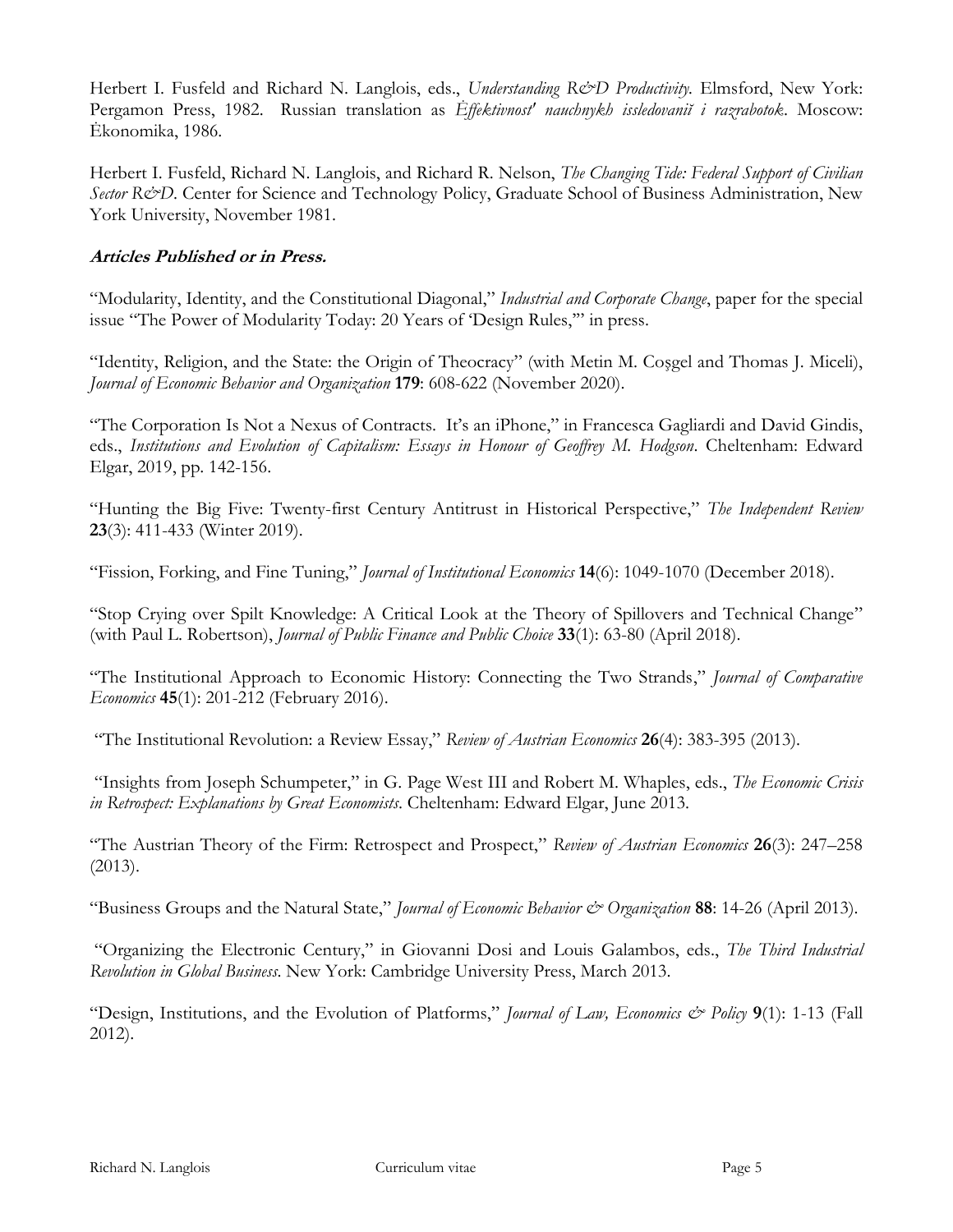Herbert I. Fusfeld and Richard N. Langlois, eds., *Understanding R&D Productivity*. Elmsford, New York: Pergamon Press, 1982. Russian translation as *Ėffektivnost′ nauchnykh issledovaniĭ i razrabotok*. Moscow: Ėkonomika, 1986.

Herbert I. Fusfeld, Richard N. Langlois, and Richard R. Nelson, *The Changing Tide: Federal Support of Civilian Sector R&D*. Center for Science and Technology Policy, Graduate School of Business Administration, New York University, November 1981.

### ***Articles Published or in Press.***

"Modularity, Identity, and the Constitutional Diagonal," *Industrial and Corporate Change*, paper for the special issue "The Power of Modularity Today: 20 Years of 'Design Rules,'" in press.

"Identity, Religion, and the State: the Origin of Theocracy" (with Metin M. Coşgel and Thomas J. Miceli), *Journal of Economic Behavior and Organization* **179**: 608-622 (November 2020).

"The Corporation Is Not a Nexus of Contracts. It's an iPhone," in Francesca Gagliardi and David Gindis, eds., *Institutions and Evolution of Capitalism: Essays in Honour of Geoffrey M. Hodgson*. Cheltenham: Edward Elgar, 2019, pp. 142-156.

"Hunting the Big Five: Twenty-first Century Antitrust in Historical Perspective," *The Independent Review* **23**(3): 411-433 (Winter 2019).

"Fission, Forking, and Fine Tuning," *Journal of Institutional Economics* **14**(6): 1049-1070 (December 2018).

"Stop Crying over Spilt Knowledge: A Critical Look at the Theory of Spillovers and Technical Change" (with Paul L. Robertson), *Journal of Public Finance and Public Choice* **33**(1): 63-80 (April 2018).

"The Institutional Approach to Economic History: Connecting the Two Strands," *Journal of Comparative Economics* **45**(1): 201-212 (February 2016).

"The Institutional Revolution: a Review Essay," *Review of Austrian Economics* **26**(4): 383-395 (2013).

"Insights from Joseph Schumpeter," in G. Page West III and Robert M. Whaples, eds., *The Economic Crisis in Retrospect: Explanations by Great Economists*. Cheltenham: Edward Elgar, June 2013.

"The Austrian Theory of the Firm: Retrospect and Prospect," *Review of Austrian Economics* **26**(3): 247–258 (2013).

"Business Groups and the Natural State," *Journal of Economic Behavior & Organization* **88**: 14-26 (April 2013).

"Organizing the Electronic Century," in Giovanni Dosi and Louis Galambos, eds., *The Third Industrial Revolution in Global Business*. New York: Cambridge University Press, March 2013.

"Design, Institutions, and the Evolution of Platforms," *Journal of Law, Economics & Policy* **9**(1): 1-13 (Fall 2012).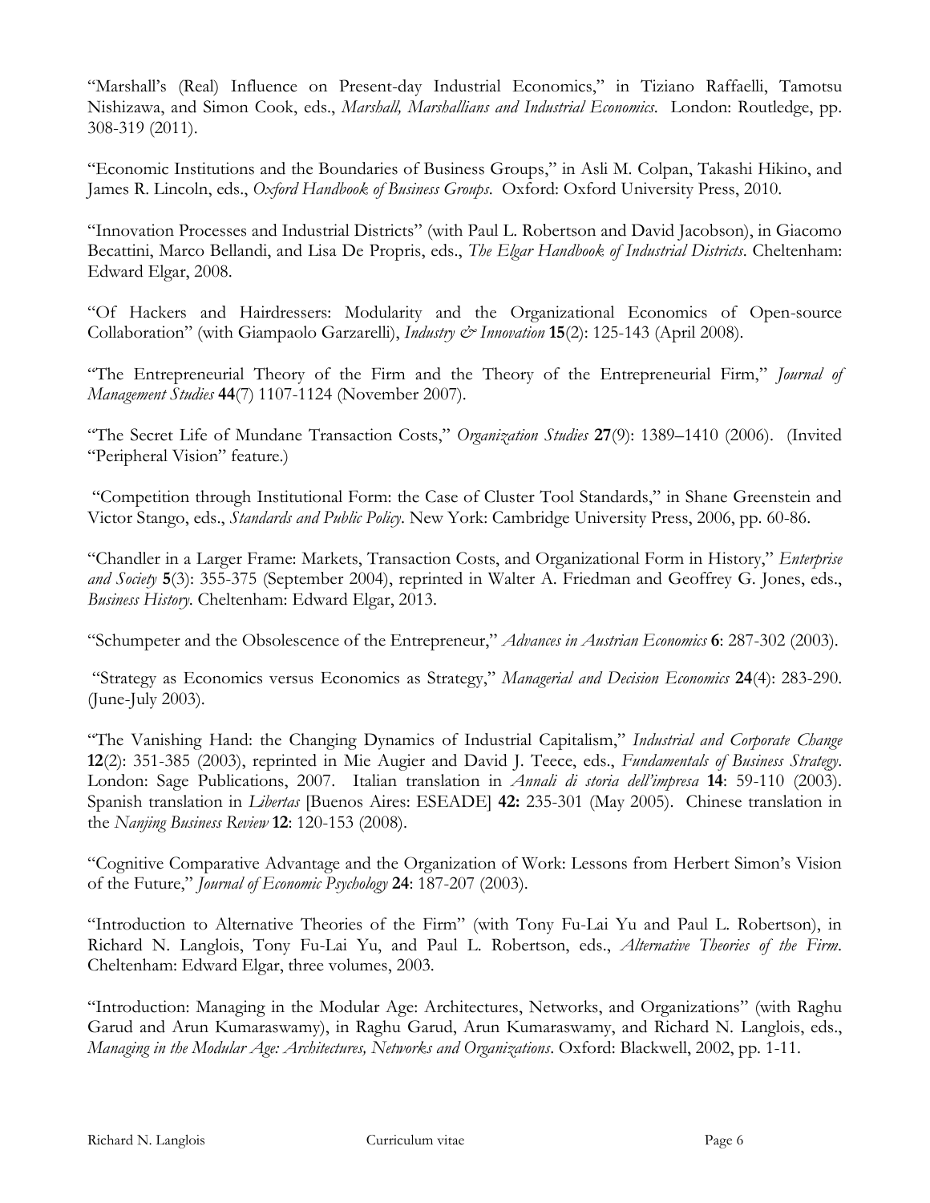"Marshall's (Real) Influence on Present-day Industrial Economics," in Tiziano Raffaelli, Tamotsu Nishizawa, and Simon Cook, eds., *Marshall, Marshallians and Industrial Economics*. London: Routledge, pp. 308-319 (2011).

"Economic Institutions and the Boundaries of Business Groups," in Asli M. Colpan, Takashi Hikino, and James R. Lincoln, eds., *Oxford Handbook of Business Groups*. Oxford: Oxford University Press, 2010.

"Innovation Processes and Industrial Districts" (with Paul L. Robertson and David Jacobson), in Giacomo Becattini, Marco Bellandi, and Lisa De Propris, eds., *The Elgar Handbook of Industrial Districts*. Cheltenham: Edward Elgar, 2008.

"Of Hackers and Hairdressers: Modularity and the Organizational Economics of Open-source Collaboration" (with Giampaolo Garzarelli), *Industry & Innovation* **15**(2): 125-143 (April 2008).

"The Entrepreneurial Theory of the Firm and the Theory of the Entrepreneurial Firm," *Journal of Management Studies* **44**(7) 1107-1124 (November 2007).

"The Secret Life of Mundane Transaction Costs," *Organization Studies* **27**(9): 1389–1410 (2006). (Invited "Peripheral Vision" feature.)

"Competition through Institutional Form: the Case of Cluster Tool Standards," in Shane Greenstein and Victor Stango, eds., *Standards and Public Policy*. New York: Cambridge University Press, 2006, pp. 60-86.

"Chandler in a Larger Frame: Markets, Transaction Costs, and Organizational Form in History," *Enterprise and Society* **5**(3): 355-375 (September 2004), reprinted in Walter A. Friedman and Geoffrey G. Jones, eds., *Business History*. Cheltenham: Edward Elgar, 2013.

"Schumpeter and the Obsolescence of the Entrepreneur," *Advances in Austrian Economics* **6**: 287-302 (2003).

"Strategy as Economics versus Economics as Strategy," *Managerial and Decision Economics* **24**(4): 283-290. (June-July 2003).

"The Vanishing Hand: the Changing Dynamics of Industrial Capitalism," *Industrial and Corporate Change* **12**(2): 351-385 (2003), reprinted in Mie Augier and David J. Teece, eds., *Fundamentals of Business Strategy*. London: Sage Publications, 2007. Italian translation in *Annali di storia dell'impresa* **14**: 59-110 (2003). Spanish translation in *Libertas* [Buenos Aires: ESEADE] **42:** 235-301 (May 2005). Chinese translation in the *Nanjing Business Review* **12**: 120-153 (2008).

"Cognitive Comparative Advantage and the Organization of Work: Lessons from Herbert Simon's Vision of the Future," *Journal of Economic Psychology* **24**: 187-207 (2003).

"Introduction to Alternative Theories of the Firm" (with Tony Fu-Lai Yu and Paul L. Robertson), in Richard N. Langlois, Tony Fu-Lai Yu, and Paul L. Robertson, eds., *Alternative Theories of the Firm*. Cheltenham: Edward Elgar, three volumes, 2003.

"Introduction: Managing in the Modular Age: Architectures, Networks, and Organizations" (with Raghu Garud and Arun Kumaraswamy), in Raghu Garud, Arun Kumaraswamy, and Richard N. Langlois, eds., *Managing in the Modular Age: Architectures, Networks and Organizations*. Oxford: Blackwell, 2002, pp. 1-11.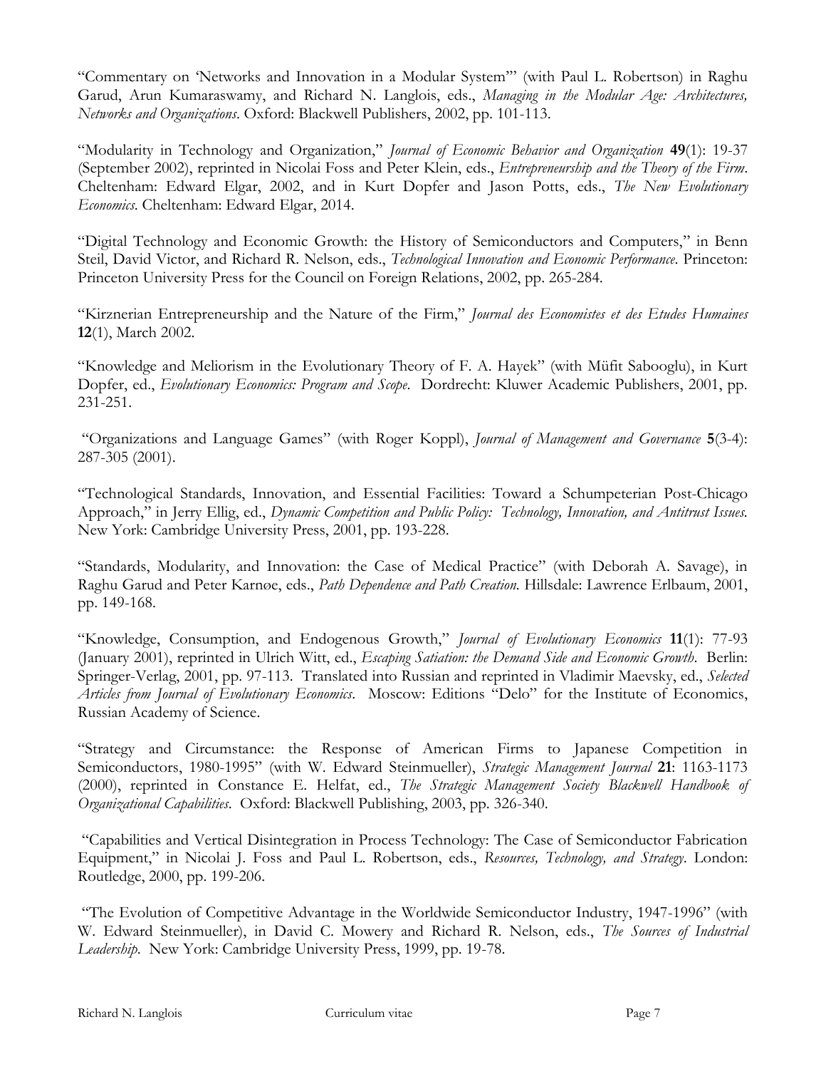"Commentary on 'Networks and Innovation in a Modular System'" (with Paul L. Robertson) in Raghu Garud, Arun Kumaraswamy, and Richard N. Langlois, eds., *Managing in the Modular Age: Architectures, Networks and Organizations*. Oxford: Blackwell Publishers, 2002, pp. 101-113.

"Modularity in Technology and Organization," *Journal of Economic Behavior and Organization* **49**(1): 19-37 (September 2002), reprinted in Nicolai Foss and Peter Klein, eds., *Entrepreneurship and the Theory of the Firm*. Cheltenham: Edward Elgar, 2002, and in Kurt Dopfer and Jason Potts, eds., *The New Evolutionary Economics*. Cheltenham: Edward Elgar, 2014.

"Digital Technology and Economic Growth: the History of Semiconductors and Computers," in Benn Steil, David Victor, and Richard R. Nelson, eds., *Technological Innovation and Economic Performance*. Princeton: Princeton University Press for the Council on Foreign Relations, 2002, pp. 265-284.

"Kirznerian Entrepreneurship and the Nature of the Firm," *Journal des Economistes et des Etudes Humaines* **12**(1), March 2002.

"Knowledge and Meliorism in the Evolutionary Theory of F. A. Hayek" (with Müfit Sabooglu), in Kurt Dopfer, ed., *Evolutionary Economics: Program and Scope*. Dordrecht: Kluwer Academic Publishers, 2001, pp. 231-251.

"Organizations and Language Games" (with Roger Koppl), *Journal of Management and Governance* **5**(3-4): 287-305 (2001).

"Technological Standards, Innovation, and Essential Facilities: Toward a Schumpeterian Post-Chicago Approach," in Jerry Ellig, ed., *Dynamic Competition and Public Policy: Technology, Innovation, and Antitrust Issues*. New York: Cambridge University Press, 2001, pp. 193-228.

"Standards, Modularity, and Innovation: the Case of Medical Practice" (with Deborah A. Savage), in Raghu Garud and Peter Karnøe, eds., *Path Dependence and Path Creation*. Hillsdale: Lawrence Erlbaum, 2001, pp. 149-168.

"Knowledge, Consumption, and Endogenous Growth," *Journal of Evolutionary Economics* **11**(1): 77-93 (January 2001), reprinted in Ulrich Witt, ed., *Escaping Satiation: the Demand Side and Economic Growth*. Berlin: Springer-Verlag, 2001, pp. 97-113. Translated into Russian and reprinted in Vladimir Maevsky, ed., *Selected Articles from Journal of Evolutionary Economics*. Moscow: Editions "Delo" for the Institute of Economics, Russian Academy of Science.

"Strategy and Circumstance: the Response of American Firms to Japanese Competition in Semiconductors, 1980-1995" (with W. Edward Steinmueller), *Strategic Management Journal* **21**: 1163-1173 (2000), reprinted in Constance E. Helfat, ed., *The Strategic Management Society Blackwell Handbook of Organizational Capabilities*. Oxford: Blackwell Publishing, 2003, pp. 326-340.

"Capabilities and Vertical Disintegration in Process Technology: The Case of Semiconductor Fabrication Equipment," in Nicolai J. Foss and Paul L. Robertson, eds., *Resources, Technology, and Strategy*. London: Routledge, 2000, pp. 199-206.

"The Evolution of Competitive Advantage in the Worldwide Semiconductor Industry, 1947-1996" (with W. Edward Steinmueller), in David C. Mowery and Richard R. Nelson, eds., *The Sources of Industrial Leadership*. New York: Cambridge University Press, 1999, pp. 19-78.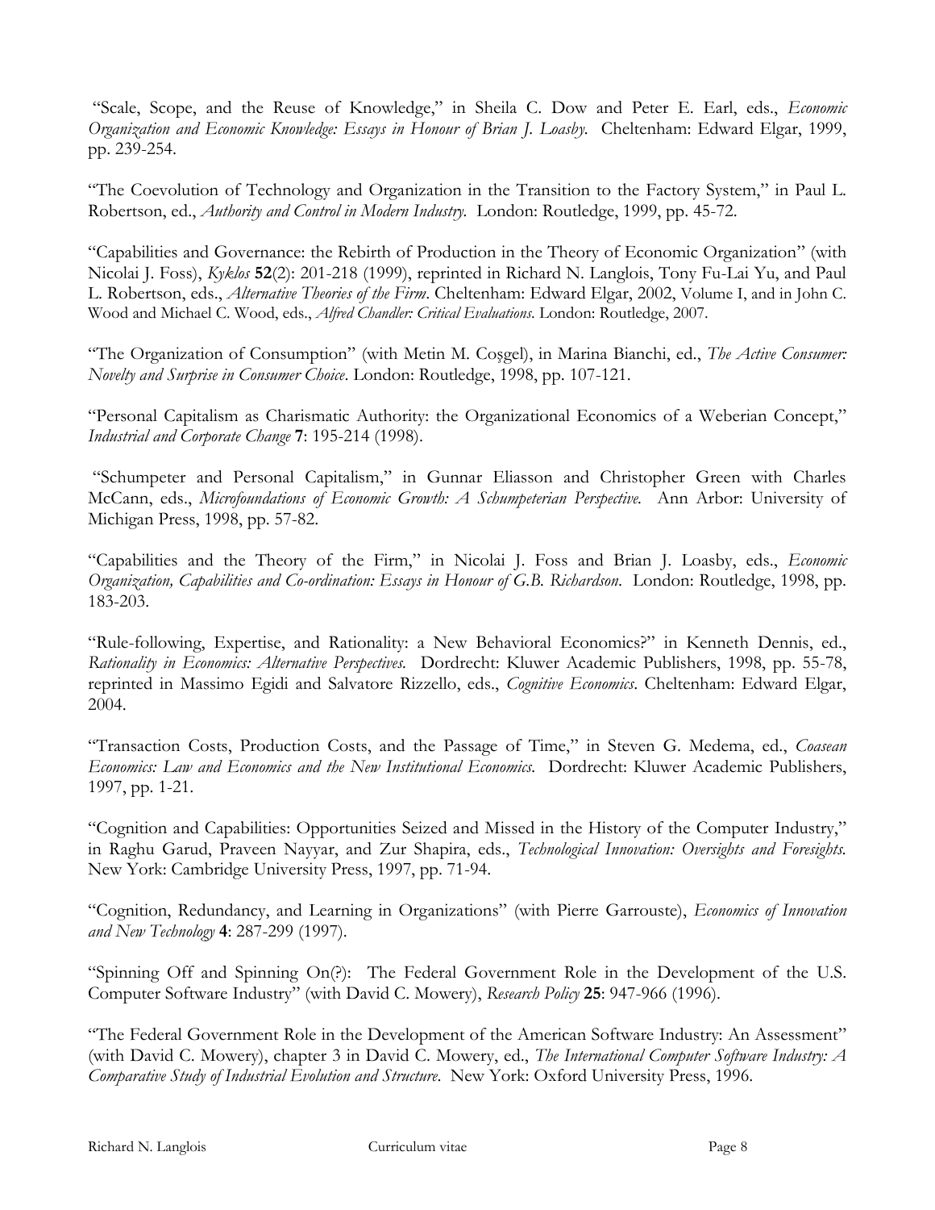"Scale, Scope, and the Reuse of Knowledge," in Sheila C. Dow and Peter E. Earl, eds., *Economic Organization and Economic Knowledge: Essays in Honour of Brian J. Loasby*. Cheltenham: Edward Elgar, 1999, pp. 239-254.

"The Coevolution of Technology and Organization in the Transition to the Factory System," in Paul L. Robertson, ed., *Authority and Control in Modern Industry*. London: Routledge, 1999, pp. 45-72.

"Capabilities and Governance: the Rebirth of Production in the Theory of Economic Organization" (with Nicolai J. Foss), *Kyklos* **52**(2): 201-218 (1999), reprinted in Richard N. Langlois, Tony Fu-Lai Yu, and Paul L. Robertson, eds., *Alternative Theories of the Firm*. Cheltenham: Edward Elgar, 2002, Volume I, and in John C. Wood and Michael C. Wood, eds., *Alfred Chandler: Critical Evaluations*. London: Routledge, 2007.

"The Organization of Consumption" (with Metin M. Coşgel), in Marina Bianchi, ed., *The Active Consumer: Novelty and Surprise in Consumer Choice*. London: Routledge, 1998, pp. 107-121.

"Personal Capitalism as Charismatic Authority: the Organizational Economics of a Weberian Concept," *Industrial and Corporate Change* **7**: 195-214 (1998).

"Schumpeter and Personal Capitalism," in Gunnar Eliasson and Christopher Green with Charles McCann, eds., *Microfoundations of Economic Growth: A Schumpeterian Perspective*. Ann Arbor: University of Michigan Press, 1998, pp. 57-82.

"Capabilities and the Theory of the Firm," in Nicolai J. Foss and Brian J. Loasby, eds., *Economic Organization, Capabilities and Co-ordination: Essays in Honour of G.B. Richardson*. London: Routledge, 1998, pp. 183-203.

"Rule-following, Expertise, and Rationality: a New Behavioral Economics?" in Kenneth Dennis, ed., *Rationality in Economics: Alternative Perspectives*. Dordrecht: Kluwer Academic Publishers, 1998, pp. 55-78, reprinted in Massimo Egidi and Salvatore Rizzello, eds., *Cognitive Economics*. Cheltenham: Edward Elgar, 2004.

"Transaction Costs, Production Costs, and the Passage of Time," in Steven G. Medema, ed., *Coasean Economics: Law and Economics and the New Institutional Economics*. Dordrecht: Kluwer Academic Publishers, 1997, pp. 1-21.

"Cognition and Capabilities: Opportunities Seized and Missed in the History of the Computer Industry," in Raghu Garud, Praveen Nayyar, and Zur Shapira, eds., *Technological Innovation: Oversights and Foresights*. New York: Cambridge University Press, 1997, pp. 71-94.

"Cognition, Redundancy, and Learning in Organizations" (with Pierre Garrouste), *Economics of Innovation and New Technology* **4**: 287-299 (1997).

"Spinning Off and Spinning On(?): The Federal Government Role in the Development of the U.S. Computer Software Industry" (with David C. Mowery), *Research Policy* **25**: 947-966 (1996).

"The Federal Government Role in the Development of the American Software Industry: An Assessment" (with David C. Mowery), chapter 3 in David C. Mowery, ed., *The International Computer Software Industry: A Comparative Study of Industrial Evolution and Structure*. New York: Oxford University Press, 1996.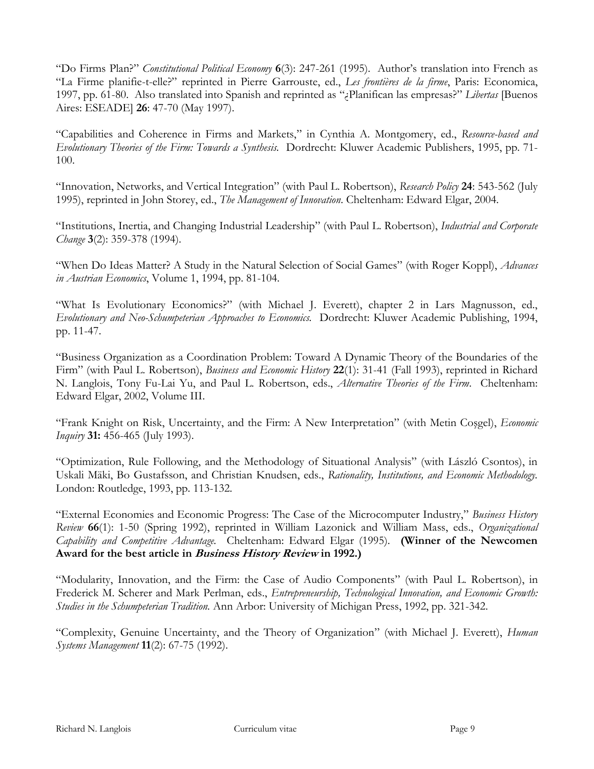"Do Firms Plan?" *Constitutional Political Economy* **6**(3): 247-261 (1995). Author's translation into French as "La Firme planifie-t-elle?" reprinted in Pierre Garrouste, ed., *Les frontières de la firme*, Paris: Economica, 1997, pp. 61-80. Also translated into Spanish and reprinted as "¿Planifican las empresas?" *Libertas* [Buenos Aires: ESEADE] **26**: 47-70 (May 1997).

"Capabilities and Coherence in Firms and Markets," in Cynthia A. Montgomery, ed., *Resource-based and Evolutionary Theories of the Firm: Towards a Synthesis.* Dordrecht: Kluwer Academic Publishers, 1995, pp. 71-100.

"Innovation, Networks, and Vertical Integration" (with Paul L. Robertson), *Research Policy* **24**: 543-562 (July 1995), reprinted in John Storey, ed., *The Management of Innovation*. Cheltenham: Edward Elgar, 2004.

"Institutions, Inertia, and Changing Industrial Leadership" (with Paul L. Robertson), *Industrial and Corporate Change* **3**(2): 359-378 (1994).

"When Do Ideas Matter? A Study in the Natural Selection of Social Games" (with Roger Koppl), *Advances in Austrian Economics*, Volume 1, 1994, pp. 81-104.

"What Is Evolutionary Economics?" (with Michael J. Everett), chapter 2 in Lars Magnusson, ed., *Evolutionary and Neo-Schumpeterian Approaches to Economics.* Dordrecht: Kluwer Academic Publishing, 1994, pp. 11-47.

"Business Organization as a Coordination Problem: Toward A Dynamic Theory of the Boundaries of the Firm" (with Paul L. Robertson), *Business and Economic History* **22**(1): 31-41 (Fall 1993), reprinted in Richard N. Langlois, Tony Fu-Lai Yu, and Paul L. Robertson, eds., *Alternative Theories of the Firm*. Cheltenham: Edward Elgar, 2002, Volume III.

"Frank Knight on Risk, Uncertainty, and the Firm: A New Interpretation" (with Metin Coşgel), *Economic Inquiry* **31:** 456-465 (July 1993).

"Optimization, Rule Following, and the Methodology of Situational Analysis" (with László Csontos), in Uskali Mäki, Bo Gustafsson, and Christian Knudsen, eds., *Rationality, Institutions, and Economic Methodology.* London: Routledge, 1993, pp. 113-132.

"External Economies and Economic Progress: The Case of the Microcomputer Industry," *Business History Review* **66**(1): 1-50 (Spring 1992), reprinted in William Lazonick and William Mass, eds., *Organizational Capability and Competitive Advantage.* Cheltenham: Edward Elgar (1995). **(Winner of the Newcomen Award for the best article in *Business History Review* in 1992.)**

"Modularity, Innovation, and the Firm: the Case of Audio Components" (with Paul L. Robertson), in Frederick M. Scherer and Mark Perlman, eds., *Entrepreneurship, Technological Innovation, and Economic Growth: Studies in the Schumpeterian Tradition.* Ann Arbor: University of Michigan Press, 1992, pp. 321-342.

"Complexity, Genuine Uncertainty, and the Theory of Organization" (with Michael J. Everett), *Human Systems Management* **11**(2): 67-75 (1992).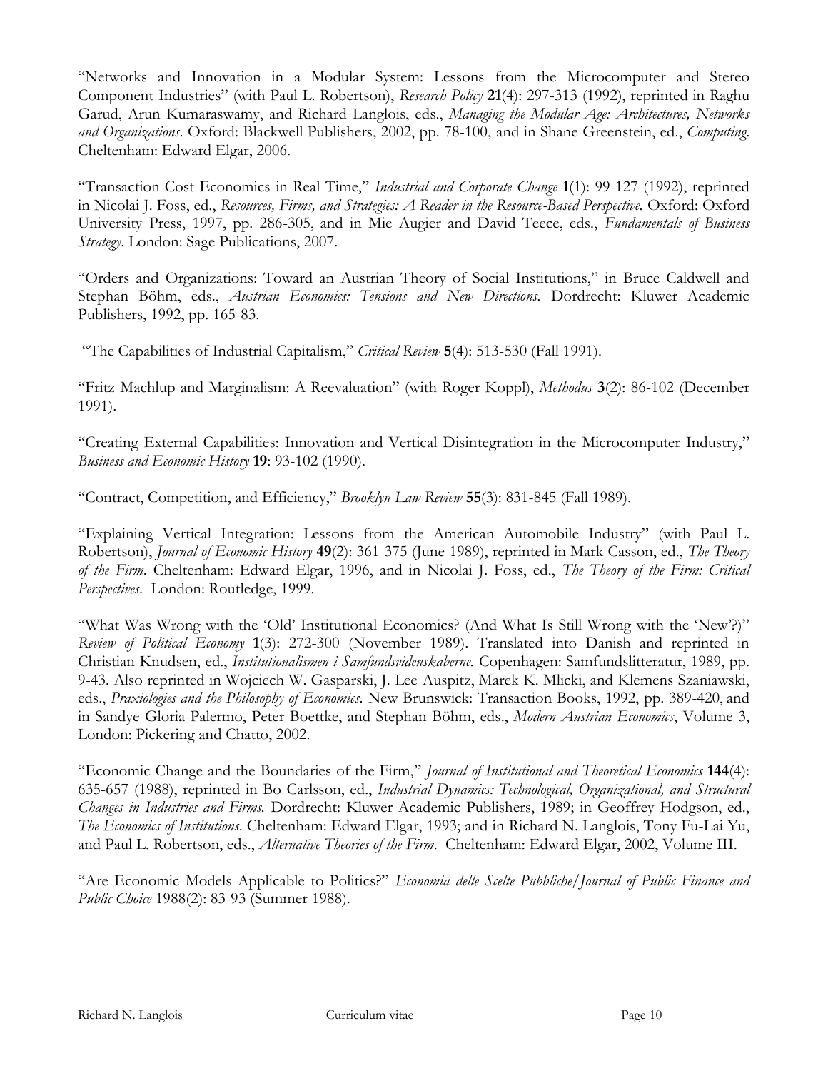"Networks and Innovation in a Modular System: Lessons from the Microcomputer and Stereo Component Industries" (with Paul L. Robertson), *Research Policy* **21**(4): 297-313 (1992), reprinted in Raghu Garud, Arun Kumaraswamy, and Richard Langlois, eds., *Managing the Modular Age: Architectures, Networks and Organizations*. Oxford: Blackwell Publishers, 2002, pp. 78-100, and in Shane Greenstein, ed., *Computing*. Cheltenham: Edward Elgar, 2006.

"Transaction-Cost Economics in Real Time," *Industrial and Corporate Change* **1**(1): 99-127 (1992), reprinted in Nicolai J. Foss, ed., *Resources, Firms, and Strategies: A Reader in the Resource-Based Perspective.* Oxford: Oxford University Press, 1997, pp. 286-305, and in Mie Augier and David Teece, eds., *Fundamentals of Business Strategy*. London: Sage Publications, 2007.

"Orders and Organizations: Toward an Austrian Theory of Social Institutions," in Bruce Caldwell and Stephan Böhm, eds., *Austrian Economics: Tensions and New Directions.* Dordrecht: Kluwer Academic Publishers, 1992, pp. 165-83.

"The Capabilities of Industrial Capitalism," *Critical Review* **5**(4): 513-530 (Fall 1991).

"Fritz Machlup and Marginalism: A Reevaluation" (with Roger Koppl), *Methodus* **3**(2): 86-102 (December 1991).

"Creating External Capabilities: Innovation and Vertical Disintegration in the Microcomputer Industry," *Business and Economic History* **19**: 93-102 (1990).

"Contract, Competition, and Efficiency," *Brooklyn Law Review* **55**(3): 831-845 (Fall 1989).

"Explaining Vertical Integration: Lessons from the American Automobile Industry" (with Paul L. Robertson), *Journal of Economic History* **49**(2): 361-375 (June 1989), reprinted in Mark Casson, ed., *The Theory of the Firm*. Cheltenham: Edward Elgar, 1996, and in Nicolai J. Foss, ed., *The Theory of the Firm: Critical Perspectives*. London: Routledge, 1999.

"What Was Wrong with the 'Old' Institutional Economics? (And What Is Still Wrong with the 'New'?)" *Review of Political Economy* **1**(3): 272-300 (November 1989). Translated into Danish and reprinted in Christian Knudsen, ed., *Institutionalismen i Samfundsvidenskaberne.* Copenhagen: Samfundslitteratur, 1989, pp. 9-43. Also reprinted in Wojciech W. Gasparski, J. Lee Auspitz, Marek K. Mlicki, and Klemens Szaniawski, eds., *Praxiologies and the Philosophy of Economics*. New Brunswick: Transaction Books, 1992, pp. 389-420, and in Sandye Gloria-Palermo, Peter Boettke, and Stephan Böhm, eds., *Modern Austrian Economics*, Volume 3, London: Pickering and Chatto, 2002.

"Economic Change and the Boundaries of the Firm," *Journal of Institutional and Theoretical Economics* **144**(4): 635-657 (1988), reprinted in Bo Carlsson, ed., *Industrial Dynamics: Technological, Organizational, and Structural Changes in Industries and Firms.* Dordrecht: Kluwer Academic Publishers, 1989; in Geoffrey Hodgson, ed., *The Economics of Institutions*. Cheltenham: Edward Elgar, 1993; and in Richard N. Langlois, Tony Fu-Lai Yu, and Paul L. Robertson, eds., *Alternative Theories of the Firm*. Cheltenham: Edward Elgar, 2002, Volume III.

"Are Economic Models Applicable to Politics?" *Economia delle Scelte Pubbliche/Journal of Public Finance and Public Choice* 1988(2): 83-93 (Summer 1988).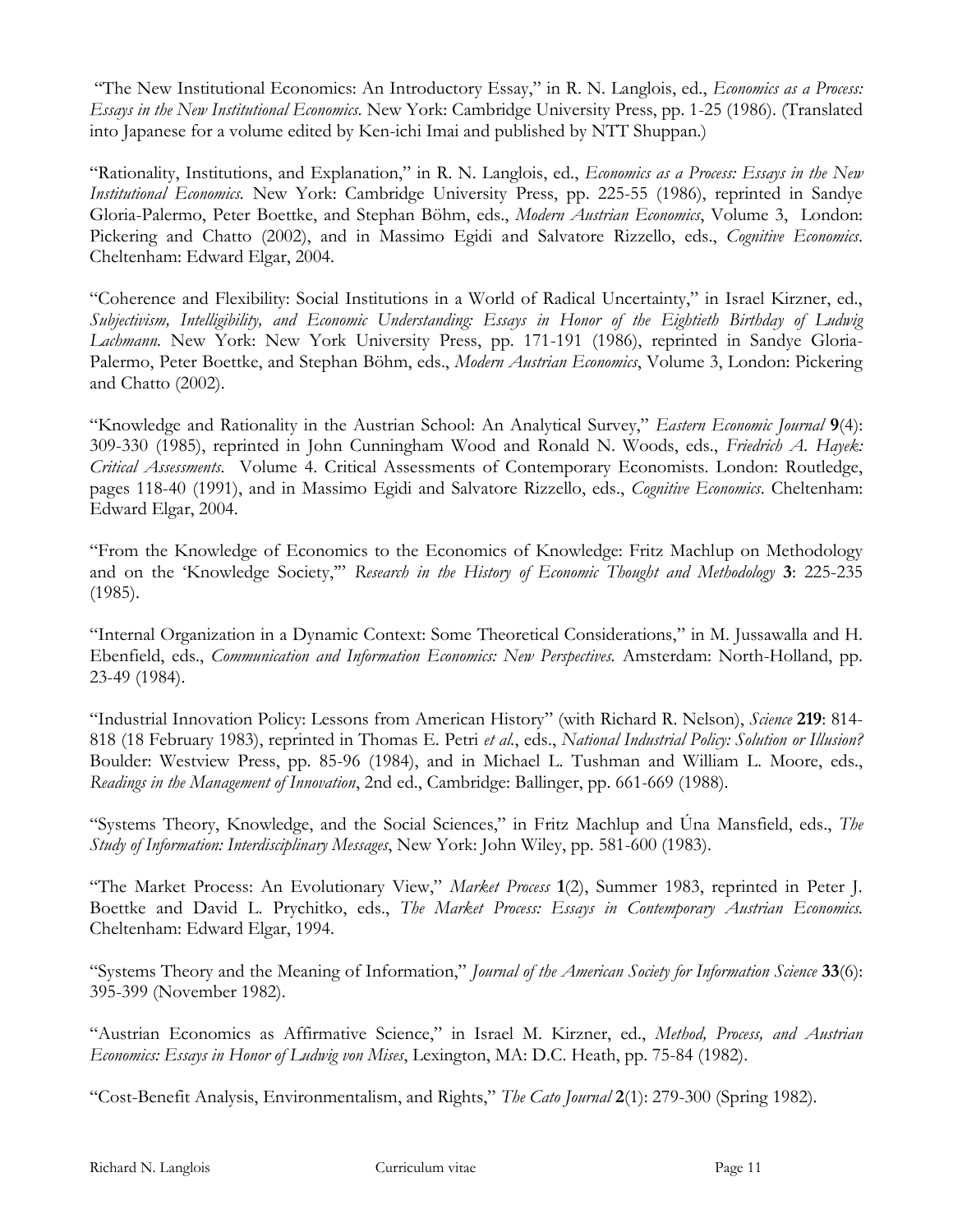"The New Institutional Economics: An Introductory Essay," in R. N. Langlois, ed., *Economics as a Process: Essays in the New Institutional Economics.* New York: Cambridge University Press, pp. 1-25 (1986). (Translated into Japanese for a volume edited by Ken-ichi Imai and published by NTT Shuppan.)

"Rationality, Institutions, and Explanation," in R. N. Langlois, ed., *Economics as a Process: Essays in the New Institutional Economics.* New York: Cambridge University Press, pp. 225-55 (1986), reprinted in Sandye Gloria-Palermo, Peter Boettke, and Stephan Böhm, eds., *Modern Austrian Economics*, Volume 3, London: Pickering and Chatto (2002), and in Massimo Egidi and Salvatore Rizzello, eds., *Cognitive Economics*. Cheltenham: Edward Elgar, 2004.

"Coherence and Flexibility: Social Institutions in a World of Radical Uncertainty," in Israel Kirzner, ed., *Subjectivism, Intelligibility, and Economic Understanding: Essays in Honor of the Eightieth Birthday of Ludwig Lachmann.* New York: New York University Press, pp. 171-191 (1986), reprinted in Sandye Gloria-Palermo, Peter Boettke, and Stephan Böhm, eds., *Modern Austrian Economics*, Volume 3, London: Pickering and Chatto (2002).

"Knowledge and Rationality in the Austrian School: An Analytical Survey," *Eastern Economic Journal* **9**(4): 309-330 (1985), reprinted in John Cunningham Wood and Ronald N. Woods, eds., *Friedrich A. Hayek: Critical Assessments.* Volume 4. Critical Assessments of Contemporary Economists. London: Routledge, pages 118-40 (1991), and in Massimo Egidi and Salvatore Rizzello, eds., *Cognitive Economics*. Cheltenham: Edward Elgar, 2004.

"From the Knowledge of Economics to the Economics of Knowledge: Fritz Machlup on Methodology and on the 'Knowledge Society,'" *Research in the History of Economic Thought and Methodology* **3**: 225-235 (1985).

"Internal Organization in a Dynamic Context: Some Theoretical Considerations," in M. Jussawalla and H. Ebenfield, eds., *Communication and Information Economics: New Perspectives.* Amsterdam: North-Holland, pp. 23-49 (1984).

"Industrial Innovation Policy: Lessons from American History" (with Richard R. Nelson), *Science* **219**: 814-818 (18 February 1983), reprinted in Thomas E. Petri *et al.*, eds., *National Industrial Policy: Solution or Illusion?* Boulder: Westview Press, pp. 85-96 (1984), and in Michael L. Tushman and William L. Moore, eds., *Readings in the Management of Innovation*, 2nd ed., Cambridge: Ballinger, pp. 661-669 (1988).

"Systems Theory, Knowledge, and the Social Sciences," in Fritz Machlup and Úna Mansfield, eds., *The Study of Information: Interdisciplinary Messages*, New York: John Wiley, pp. 581-600 (1983).

"The Market Process: An Evolutionary View," *Market Process* **1**(2), Summer 1983, reprinted in Peter J. Boettke and David L. Prychitko, eds., *The Market Process: Essays in Contemporary Austrian Economics.* Cheltenham: Edward Elgar, 1994.

"Systems Theory and the Meaning of Information," *Journal of the American Society for Information Science* **33**(6): 395-399 (November 1982).

"Austrian Economics as Affirmative Science," in Israel M. Kirzner, ed., *Method, Process, and Austrian Economics: Essays in Honor of Ludwig von Mises*, Lexington, MA: D.C. Heath, pp. 75-84 (1982).

"Cost-Benefit Analysis, Environmentalism, and Rights," *The Cato Journal* **2**(1): 279-300 (Spring 1982).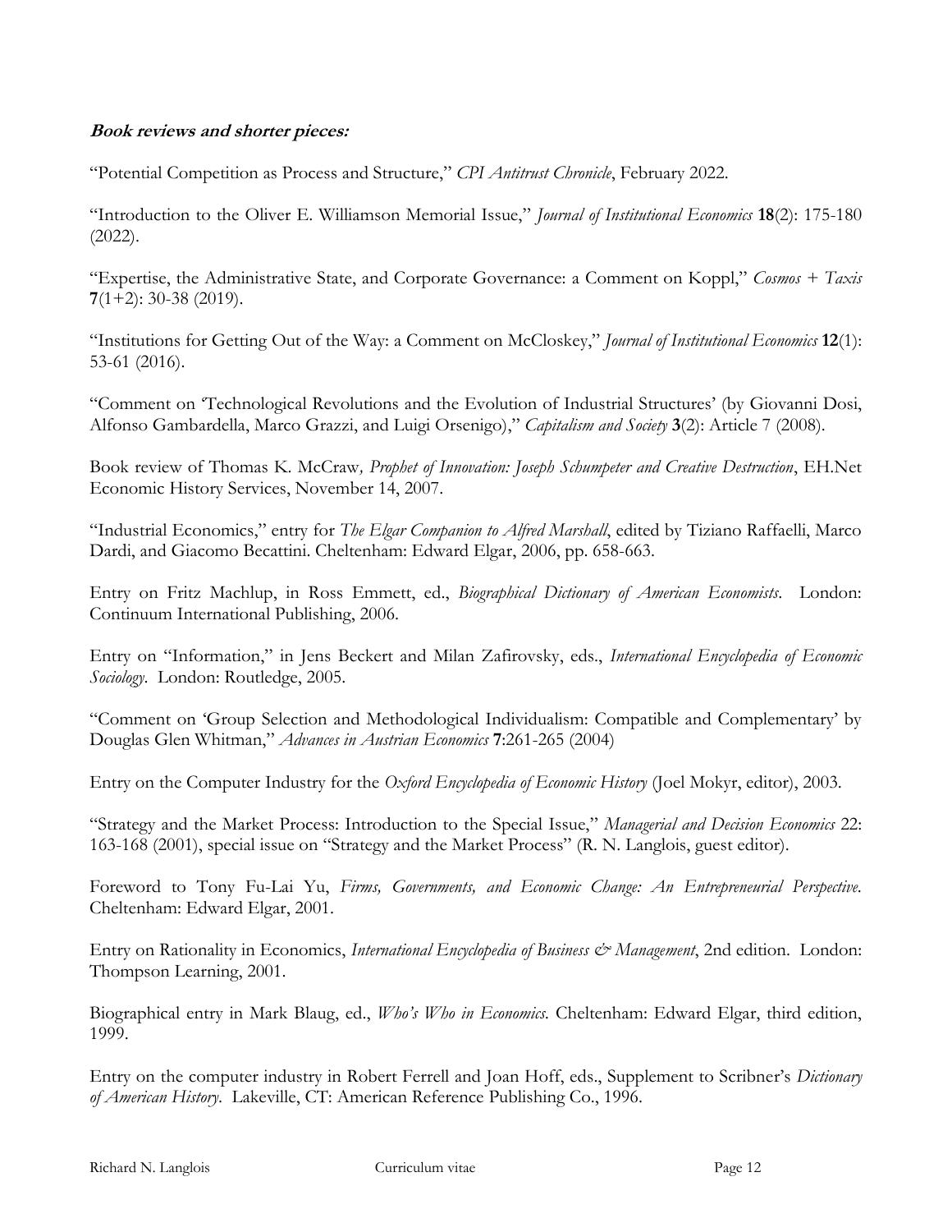***Book reviews and shorter pieces:***

"Potential Competition as Process and Structure," *CPI Antitrust Chronicle*, February 2022.

"Introduction to the Oliver E. Williamson Memorial Issue," *Journal of Institutional Economics* **18**(2): 175-180 (2022).

"Expertise, the Administrative State, and Corporate Governance: a Comment on Koppl," *Cosmos + Taxis* **7**(1+2): 30-38 (2019).

"Institutions for Getting Out of the Way: a Comment on McCloskey," *Journal of Institutional Economics* **12**(1): 53-61 (2016).

"Comment on 'Technological Revolutions and the Evolution of Industrial Structures' (by Giovanni Dosi, Alfonso Gambardella, Marco Grazzi, and Luigi Orsenigo)," *Capitalism and Society* **3**(2): Article 7 (2008).

Book review of Thomas K. McCraw*, Prophet of Innovation: Joseph Schumpeter and Creative Destruction*, EH.Net Economic History Services, November 14, 2007.

"Industrial Economics," entry for *The Elgar Companion to Alfred Marshall*, edited by Tiziano Raffaelli, Marco Dardi, and Giacomo Becattini. Cheltenham: Edward Elgar, 2006, pp. 658-663.

Entry on Fritz Machlup, in Ross Emmett, ed., *Biographical Dictionary of American Economists*. London: Continuum International Publishing, 2006.

Entry on "Information," in Jens Beckert and Milan Zafirovsky, eds., *International Encyclopedia of Economic Sociology*. London: Routledge, 2005.

"Comment on 'Group Selection and Methodological Individualism: Compatible and Complementary' by Douglas Glen Whitman," *Advances in Austrian Economics* **7**:261-265 (2004)

Entry on the Computer Industry for the *Oxford Encyclopedia of Economic History* (Joel Mokyr, editor), 2003.

"Strategy and the Market Process: Introduction to the Special Issue," *Managerial and Decision Economics* 22: 163-168 (2001), special issue on "Strategy and the Market Process" (R. N. Langlois, guest editor).

Foreword to Tony Fu-Lai Yu, *Firms, Governments, and Economic Change: An Entrepreneurial Perspective*. Cheltenham: Edward Elgar, 2001.

Entry on Rationality in Economics, *International Encyclopedia of Business & Management*, 2nd edition. London: Thompson Learning, 2001.

Biographical entry in Mark Blaug, ed., *Who's Who in Economics*. Cheltenham: Edward Elgar, third edition, 1999.

Entry on the computer industry in Robert Ferrell and Joan Hoff, eds., Supplement to Scribner's *Dictionary of American History*. Lakeville, CT: American Reference Publishing Co., 1996.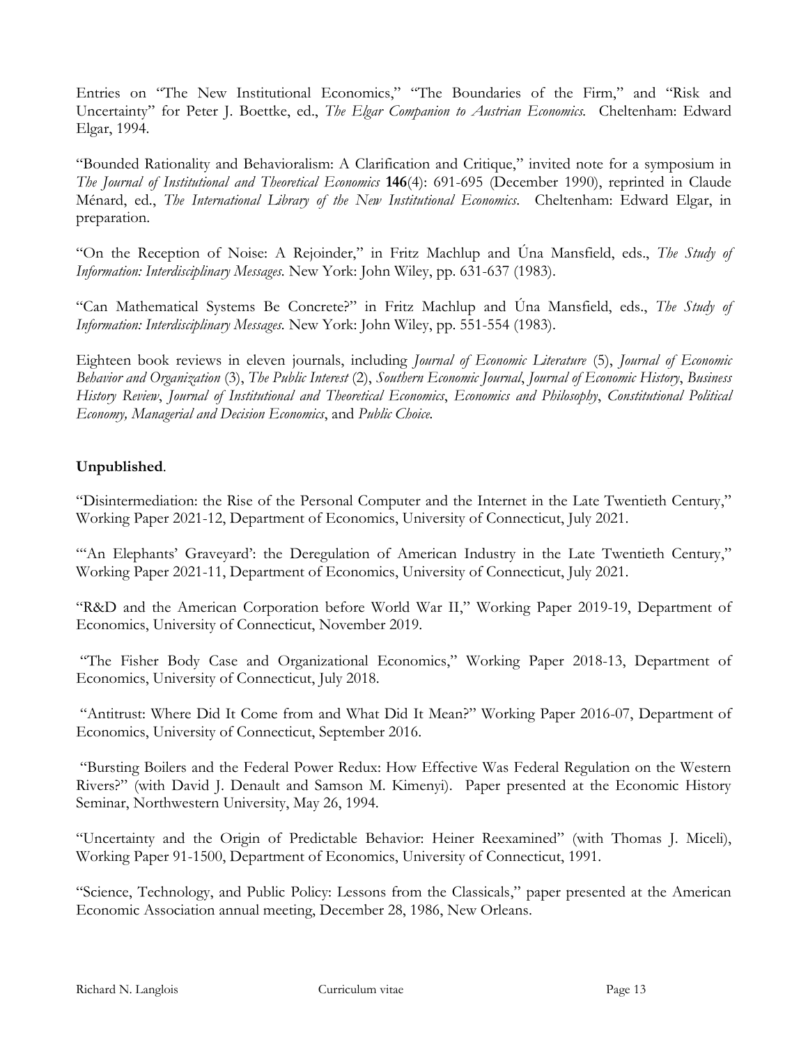Entries on "The New Institutional Economics," "The Boundaries of the Firm," and "Risk and Uncertainty" for Peter J. Boettke, ed., *The Elgar Companion to Austrian Economics.* Cheltenham: Edward Elgar, 1994.

"Bounded Rationality and Behavioralism: A Clarification and Critique," invited note for a symposium in *The Journal of Institutional and Theoretical Economics* **146**(4): 691-695 (December 1990), reprinted in Claude Ménard, ed., *The International Library of the New Institutional Economics*. Cheltenham: Edward Elgar, in preparation.

"On the Reception of Noise: A Rejoinder," in Fritz Machlup and Úna Mansfield, eds., *The Study of Information: Interdisciplinary Messages.* New York: John Wiley, pp. 631-637 (1983).

"Can Mathematical Systems Be Concrete?" in Fritz Machlup and Úna Mansfield, eds., *The Study of Information: Interdisciplinary Messages.* New York: John Wiley, pp. 551-554 (1983).

Eighteen book reviews in eleven journals, including *Journal of Economic Literature* (5), *Journal of Economic Behavior and Organization* (3), *The Public Interest* (2), *Southern Economic Journal*, *Journal of Economic History*, *Business History Review*, *Journal of Institutional and Theoretical Economics*, *Economics and Philosophy*, *Constitutional Political Economy, Managerial and Decision Economics*, and *Public Choice.*

**Unpublished**.

"Disintermediation: the Rise of the Personal Computer and the Internet in the Late Twentieth Century," Working Paper 2021-12, Department of Economics, University of Connecticut, July 2021.

"'An Elephants' Graveyard': the Deregulation of American Industry in the Late Twentieth Century," Working Paper 2021-11, Department of Economics, University of Connecticut, July 2021.

"R&D and the American Corporation before World War II," Working Paper 2019-19, Department of Economics, University of Connecticut, November 2019.

"The Fisher Body Case and Organizational Economics," Working Paper 2018-13, Department of Economics, University of Connecticut, July 2018.

"Antitrust: Where Did It Come from and What Did It Mean?" Working Paper 2016-07, Department of Economics, University of Connecticut, September 2016.

"Bursting Boilers and the Federal Power Redux: How Effective Was Federal Regulation on the Western Rivers?" (with David J. Denault and Samson M. Kimenyi). Paper presented at the Economic History Seminar, Northwestern University, May 26, 1994.

"Uncertainty and the Origin of Predictable Behavior: Heiner Reexamined" (with Thomas J. Miceli), Working Paper 91-1500, Department of Economics, University of Connecticut, 1991.

"Science, Technology, and Public Policy: Lessons from the Classicals," paper presented at the American Economic Association annual meeting, December 28, 1986, New Orleans.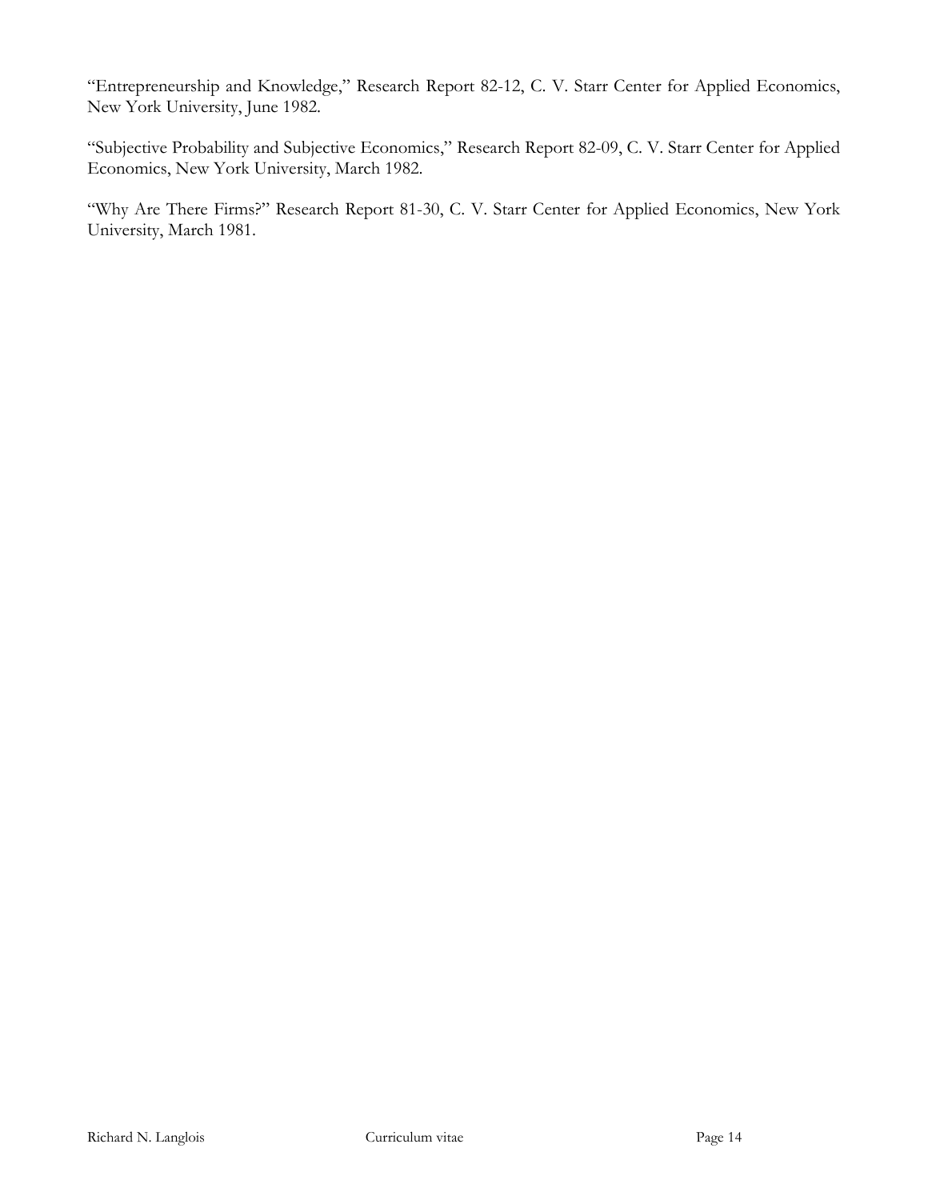"Entrepreneurship and Knowledge," Research Report 82-12, C. V. Starr Center for Applied Economics, New York University, June 1982.

"Subjective Probability and Subjective Economics," Research Report 82-09, C. V. Starr Center for Applied Economics, New York University, March 1982.

"Why Are There Firms?" Research Report 81-30, C. V. Starr Center for Applied Economics, New York University, March 1981.